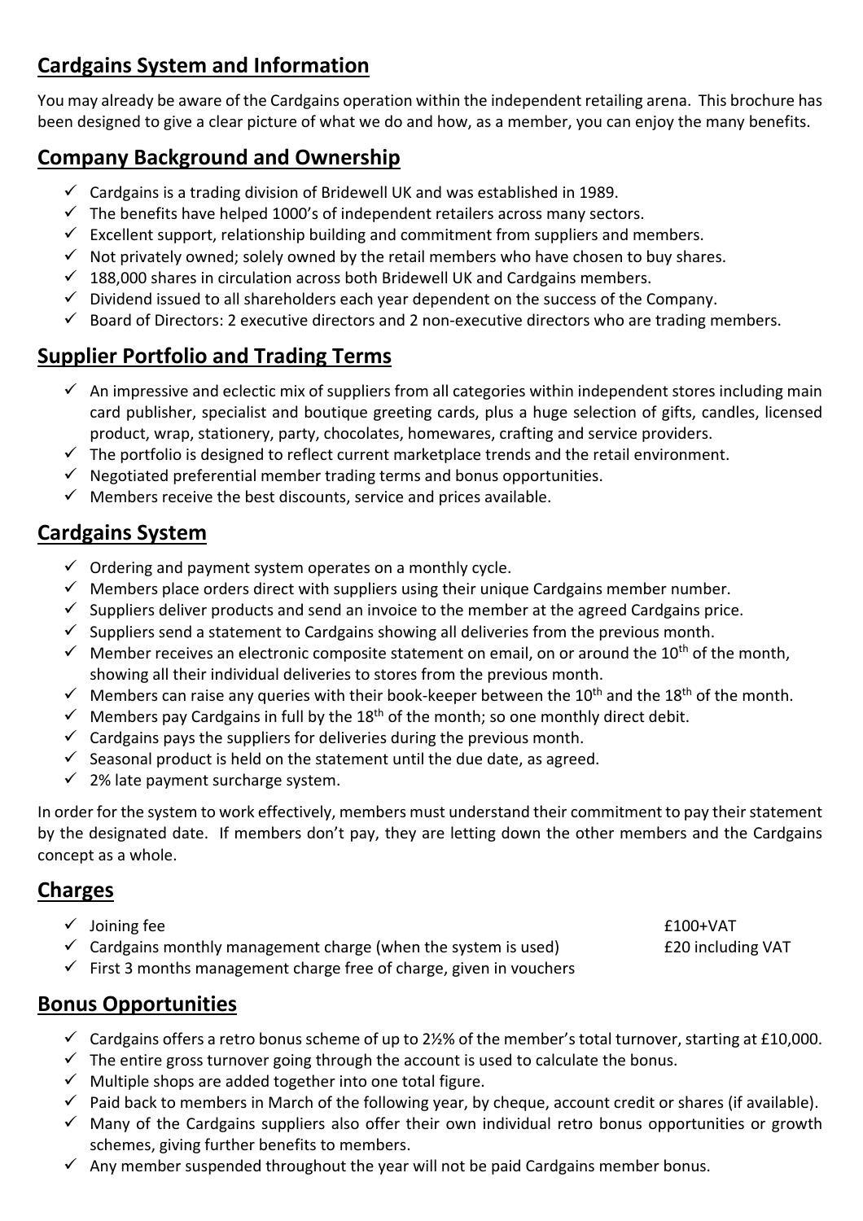## Cardgains System and Information

You may already be aware of the Cardgains operation within the independent retailing arena. This brochure has been designed to give a clear picture of what we do and how, as a member, you can enjoy the many benefits.

## Company Background and Ownership

- ✓ Cardgains is a trading division of Bridewell UK and was established in 1989.
- ✓ The benefits have helped 1000's of independent retailers across many sectors.
- ✓ Excellent support, relationship building and commitment from suppliers and members.
- ✓ Not privately owned; solely owned by the retail members who have chosen to buy shares.
- ✓ 188,000 shares in circulation across both Bridewell UK and Cardgains members.
- ✓ Dividend issued to all shareholders each year dependent on the success of the Company.
- ✓ Board of Directors: 2 executive directors and 2 non-executive directors who are trading members.

## Supplier Portfolio and Trading Terms

- ✓ An impressive and eclectic mix of suppliers from all categories within independent stores including main card publisher, specialist and boutique greeting cards, plus a huge selection of gifts, candles, licensed product, wrap, stationery, party, chocolates, homewares, crafting and service providers.
- ✓ The portfolio is designed to reflect current marketplace trends and the retail environment.
- ✓ Negotiated preferential member trading terms and bonus opportunities.
- ✓ Members receive the best discounts, service and prices available.

## Cardgains System

- ✓ Ordering and payment system operates on a monthly cycle.
- ✓ Members place orders direct with suppliers using their unique Cardgains member number.
- ✓ Suppliers deliver products and send an invoice to the member at the agreed Cardgains price.
- ✓ Suppliers send a statement to Cardgains showing all deliveries from the previous month.
- ✓ Member receives an electronic composite statement on email, on or around the 10th of the month, showing all their individual deliveries to stores from the previous month.
- ✓ Members can raise any queries with their book-keeper between the 10th and the 18th of the month.
- ✓ Members pay Cardgains in full by the 18th of the month; so one monthly direct debit.
- ✓ Cardgains pays the suppliers for deliveries during the previous month.
- ✓ Seasonal product is held on the statement until the due date, as agreed.
- ✓ 2% late payment surcharge system.

In order for the system to work effectively, members must understand their commitment to pay their statement by the designated date. If members don't pay, they are letting down the other members and the Cardgains concept as a whole.

## Charges

- ✓ Joining fee — £100+VAT
- ✓ Cardgains monthly management charge (when the system is used) — £20 including VAT
- ✓ First 3 months management charge free of charge, given in vouchers

## Bonus Opportunities

- ✓ Cardgains offers a retro bonus scheme of up to 2½% of the member's total turnover, starting at £10,000.
- ✓ The entire gross turnover going through the account is used to calculate the bonus.
- ✓ Multiple shops are added together into one total figure.
- ✓ Paid back to members in March of the following year, by cheque, account credit or shares (if available).
- ✓ Many of the Cardgains suppliers also offer their own individual retro bonus opportunities or growth schemes, giving further benefits to members.
- ✓ Any member suspended throughout the year will not be paid Cardgains member bonus.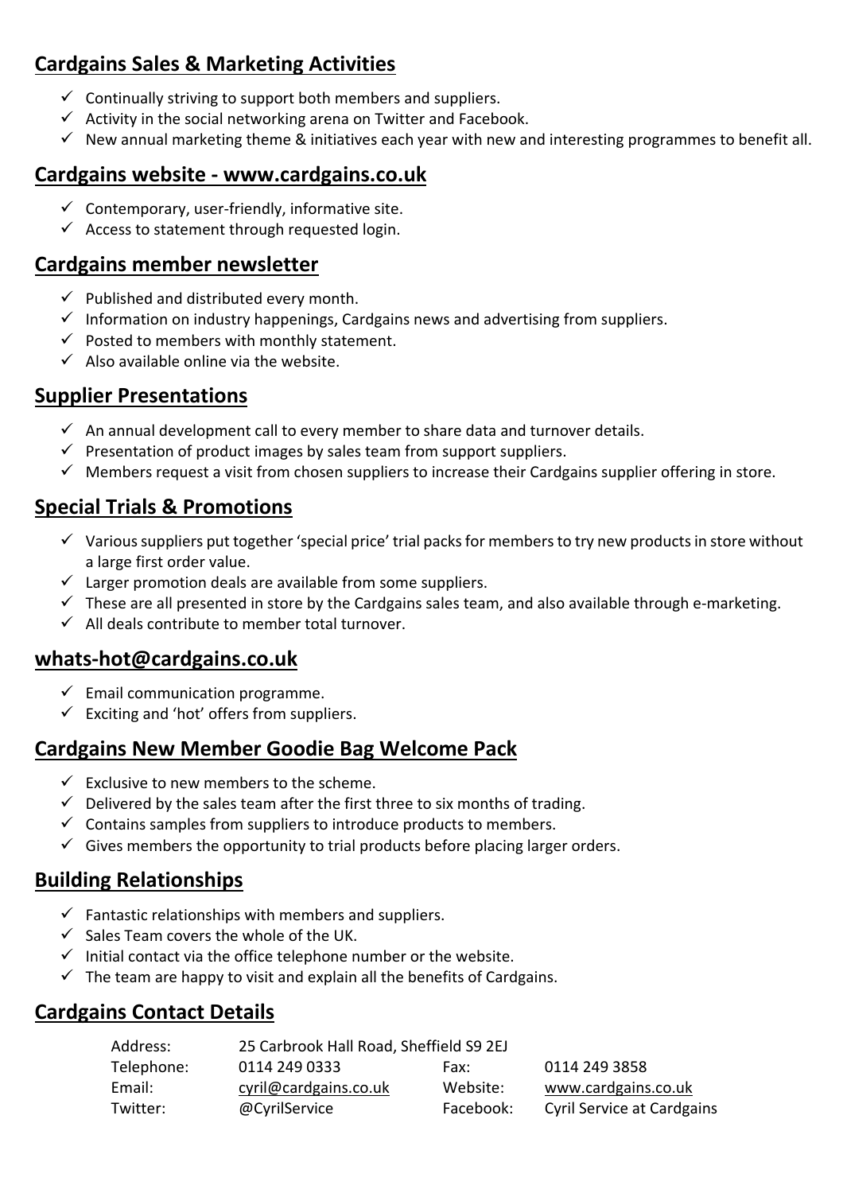## Cardgains Sales & Marketing Activities

- ✓ Continually striving to support both members and suppliers.
- ✓ Activity in the social networking arena on Twitter and Facebook.
- ✓ New annual marketing theme & initiatives each year with new and interesting programmes to benefit all.

## Cardgains website - www.cardgains.co.uk

- ✓ Contemporary, user-friendly, informative site.
- ✓ Access to statement through requested login.

## Cardgains member newsletter

- ✓ Published and distributed every month.
- ✓ Information on industry happenings, Cardgains news and advertising from suppliers.
- ✓ Posted to members with monthly statement.
- ✓ Also available online via the website.

## Supplier Presentations

- ✓ An annual development call to every member to share data and turnover details.
- ✓ Presentation of product images by sales team from support suppliers.
- ✓ Members request a visit from chosen suppliers to increase their Cardgains supplier offering in store.

## Special Trials & Promotions

- ✓ Various suppliers put together 'special price' trial packs for members to try new products in store without a large first order value.
- ✓ Larger promotion deals are available from some suppliers.
- ✓ These are all presented in store by the Cardgains sales team, and also available through e-marketing.
- ✓ All deals contribute to member total turnover.

## whats-hot@cardgains.co.uk

- ✓ Email communication programme.
- ✓ Exciting and 'hot' offers from suppliers.

## Cardgains New Member Goodie Bag Welcome Pack

- ✓ Exclusive to new members to the scheme.
- ✓ Delivered by the sales team after the first three to six months of trading.
- ✓ Contains samples from suppliers to introduce products to members.
- ✓ Gives members the opportunity to trial products before placing larger orders.

## Building Relationships

- ✓ Fantastic relationships with members and suppliers.
- ✓ Sales Team covers the whole of the UK.
- ✓ Initial contact via the office telephone number or the website.
- ✓ The team are happy to visit and explain all the benefits of Cardgains.

## Cardgains Contact Details

| | | | |
|---|---|---|---|
| Address: | 25 Carbrook Hall Road, Sheffield S9 2EJ | | |
| Telephone: | 0114 249 0333 | Fax: | 0114 249 3858 |
| Email: | cyril@cardgains.co.uk | Website: | www.cardgains.co.uk |
| Twitter: | @CyrilService | Facebook: | Cyril Service at Cardgains |